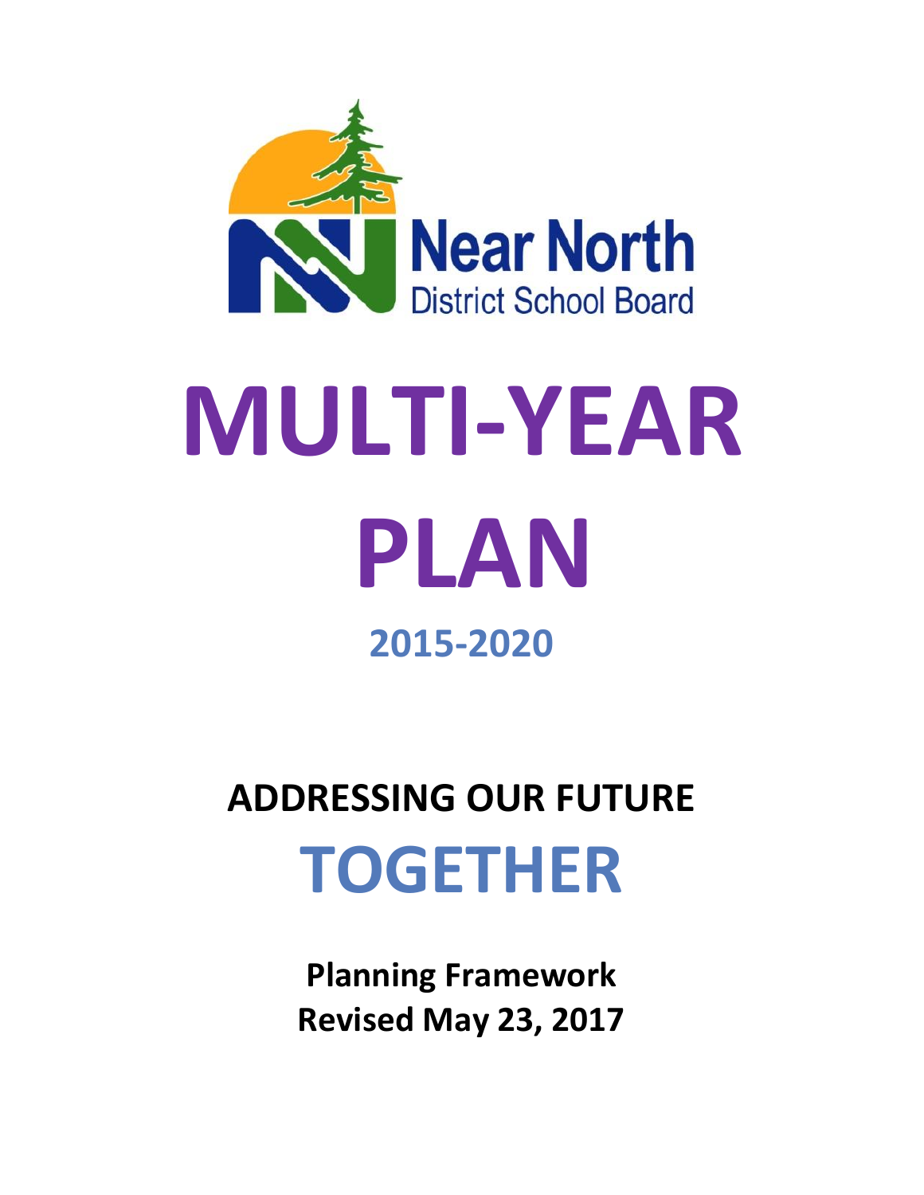Near North District School Board

# MULTI-YEAR PLAN

## 2015-2020

## ADDRESSING OUR FUTURE TOGETHER

**Planning Framework**
**Revised May 23, 2017**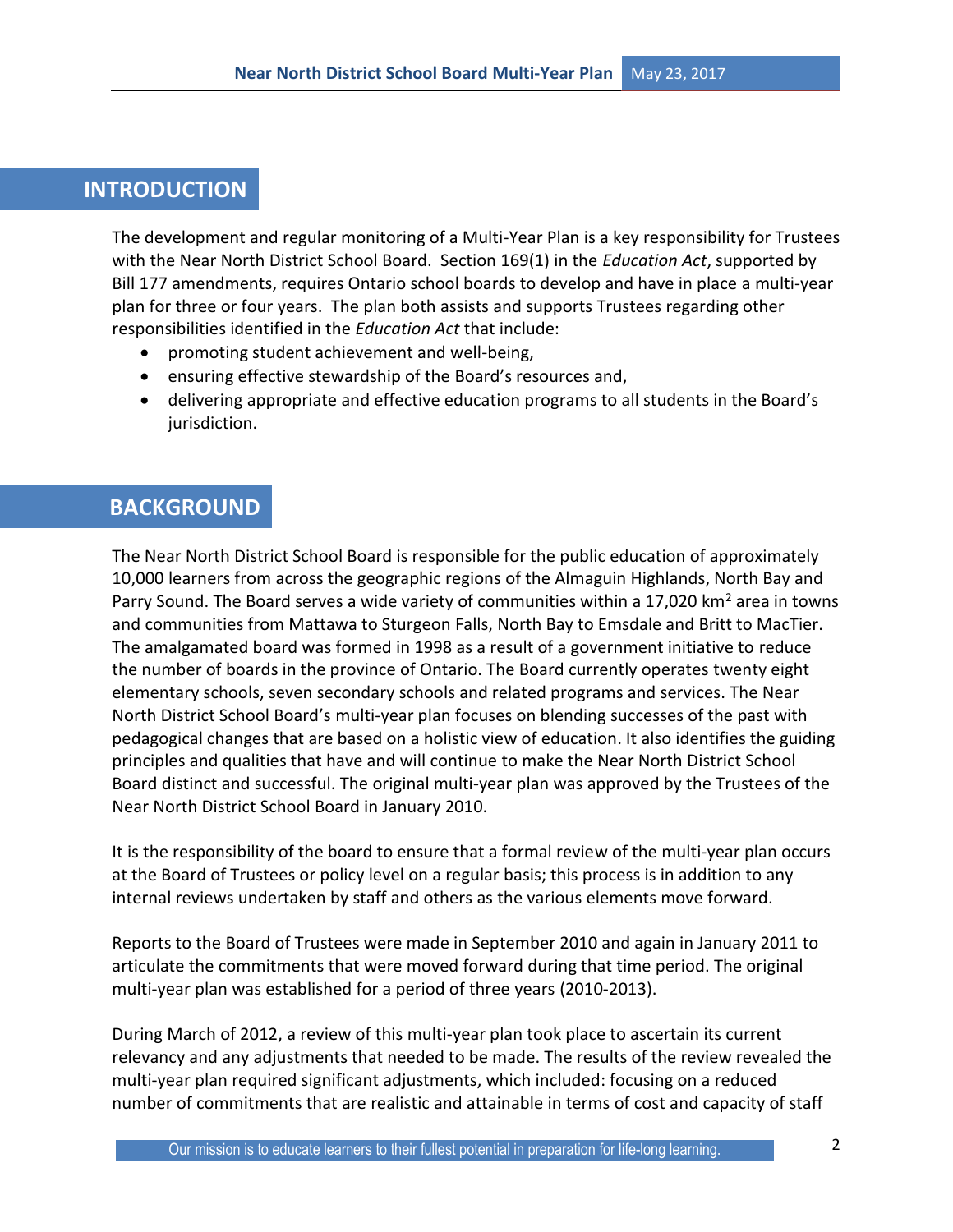## INTRODUCTION

The development and regular monitoring of a Multi-Year Plan is a key responsibility for Trustees with the Near North District School Board. Section 169(1) in the *Education Act*, supported by Bill 177 amendments, requires Ontario school boards to develop and have in place a multi-year plan for three or four years. The plan both assists and supports Trustees regarding other responsibilities identified in the *Education Act* that include:

- promoting student achievement and well-being,
- ensuring effective stewardship of the Board's resources and,
- delivering appropriate and effective education programs to all students in the Board's jurisdiction.

## BACKGROUND

The Near North District School Board is responsible for the public education of approximately 10,000 learners from across the geographic regions of the Almaguin Highlands, North Bay and Parry Sound. The Board serves a wide variety of communities within a 17,020 $km^2$ area in towns and communities from Mattawa to Sturgeon Falls, North Bay to Emsdale and Britt to MacTier. The amalgamated board was formed in 1998 as a result of a government initiative to reduce the number of boards in the province of Ontario. The Board currently operates twenty eight elementary schools, seven secondary schools and related programs and services. The Near North District School Board's multi-year plan focuses on blending successes of the past with pedagogical changes that are based on a holistic view of education. It also identifies the guiding principles and qualities that have and will continue to make the Near North District School Board distinct and successful. The original multi-year plan was approved by the Trustees of the Near North District School Board in January 2010.

It is the responsibility of the board to ensure that a formal review of the multi-year plan occurs at the Board of Trustees or policy level on a regular basis; this process is in addition to any internal reviews undertaken by staff and others as the various elements move forward.

Reports to the Board of Trustees were made in September 2010 and again in January 2011 to articulate the commitments that were moved forward during that time period. The original multi-year plan was established for a period of three years (2010-2013).

During March of 2012, a review of this multi-year plan took place to ascertain its current relevancy and any adjustments that needed to be made. The results of the review revealed the multi-year plan required significant adjustments, which included: focusing on a reduced number of commitments that are realistic and attainable in terms of cost and capacity of staff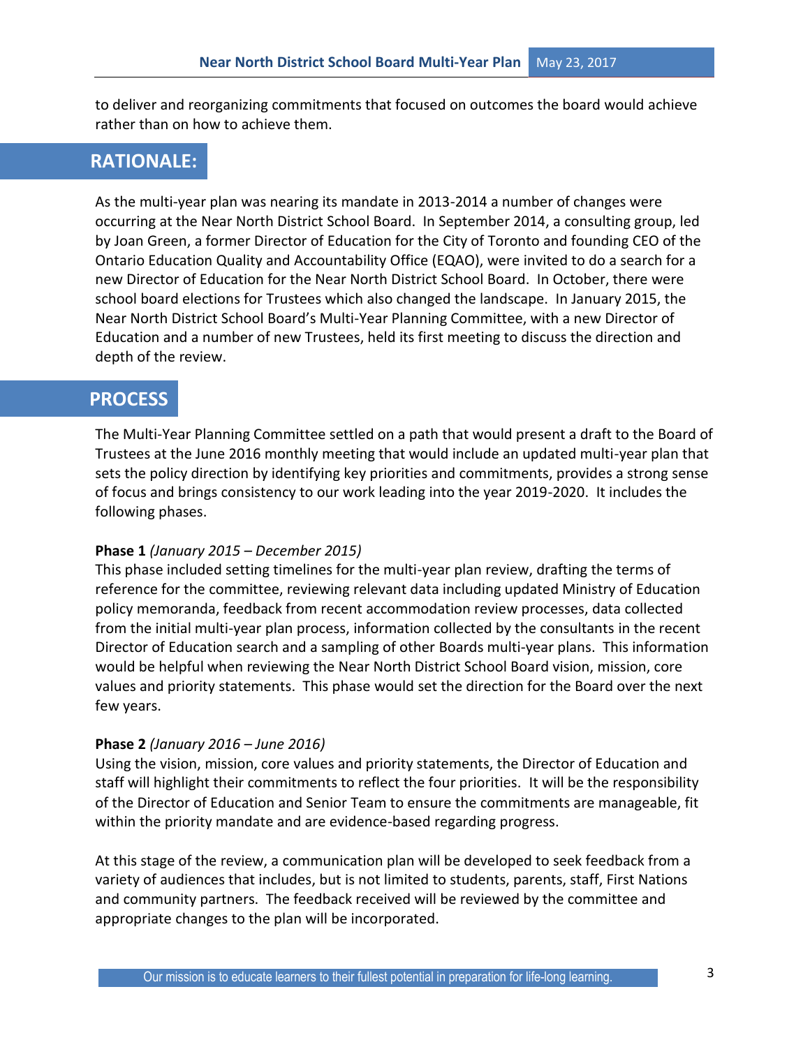to deliver and reorganizing commitments that focused on outcomes the board would achieve rather than on how to achieve them.

## RATIONALE:

As the multi-year plan was nearing its mandate in 2013-2014 a number of changes were occurring at the Near North District School Board. In September 2014, a consulting group, led by Joan Green, a former Director of Education for the City of Toronto and founding CEO of the Ontario Education Quality and Accountability Office (EQAO), were invited to do a search for a new Director of Education for the Near North District School Board. In October, there were school board elections for Trustees which also changed the landscape. In January 2015, the Near North District School Board's Multi-Year Planning Committee, with a new Director of Education and a number of new Trustees, held its first meeting to discuss the direction and depth of the review.

## PROCESS

The Multi-Year Planning Committee settled on a path that would present a draft to the Board of Trustees at the June 2016 monthly meeting that would include an updated multi-year plan that sets the policy direction by identifying key priorities and commitments, provides a strong sense of focus and brings consistency to our work leading into the year 2019-2020. It includes the following phases.

**Phase 1** *(January 2015 – December 2015)*
This phase included setting timelines for the multi-year plan review, drafting the terms of reference for the committee, reviewing relevant data including updated Ministry of Education policy memoranda, feedback from recent accommodation review processes, data collected from the initial multi-year plan process, information collected by the consultants in the recent Director of Education search and a sampling of other Boards multi-year plans. This information would be helpful when reviewing the Near North District School Board vision, mission, core values and priority statements. This phase would set the direction for the Board over the next few years.

**Phase 2** *(January 2016 – June 2016)*
Using the vision, mission, core values and priority statements, the Director of Education and staff will highlight their commitments to reflect the four priorities. It will be the responsibility of the Director of Education and Senior Team to ensure the commitments are manageable, fit within the priority mandate and are evidence-based regarding progress.

At this stage of the review, a communication plan will be developed to seek feedback from a variety of audiences that includes, but is not limited to students, parents, staff, First Nations and community partners. The feedback received will be reviewed by the committee and appropriate changes to the plan will be incorporated.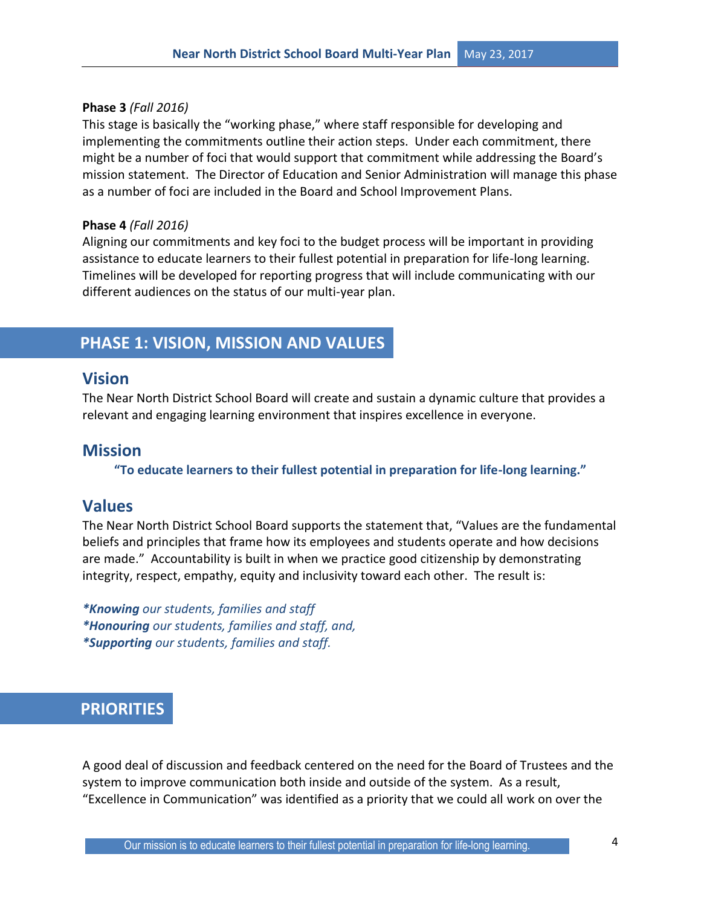**Phase 3** *(Fall 2016)*
This stage is basically the "working phase," where staff responsible for developing and implementing the commitments outline their action steps. Under each commitment, there might be a number of foci that would support that commitment while addressing the Board's mission statement. The Director of Education and Senior Administration will manage this phase as a number of foci are included in the Board and School Improvement Plans.

**Phase 4** *(Fall 2016)*
Aligning our commitments and key foci to the budget process will be important in providing assistance to educate learners to their fullest potential in preparation for life-long learning. Timelines will be developed for reporting progress that will include communicating with our different audiences on the status of our multi-year plan.

# PHASE 1: VISION, MISSION AND VALUES

## Vision

The Near North District School Board will create and sustain a dynamic culture that provides a relevant and engaging learning environment that inspires excellence in everyone.

## Mission

**"To educate learners to their fullest potential in preparation for life-long learning."**

## Values

The Near North District School Board supports the statement that, "Values are the fundamental beliefs and principles that frame how its employees and students operate and how decisions are made." Accountability is built in when we practice good citizenship by demonstrating integrity, respect, empathy, equity and inclusivity toward each other. The result is:

****Knowing** our students, families and staff*
****Honouring** our students, families and staff, and,*
****Supporting** our students, families and staff.*

# PRIORITIES

A good deal of discussion and feedback centered on the need for the Board of Trustees and the system to improve communication both inside and outside of the system. As a result, "Excellence in Communication" was identified as a priority that we could all work on over the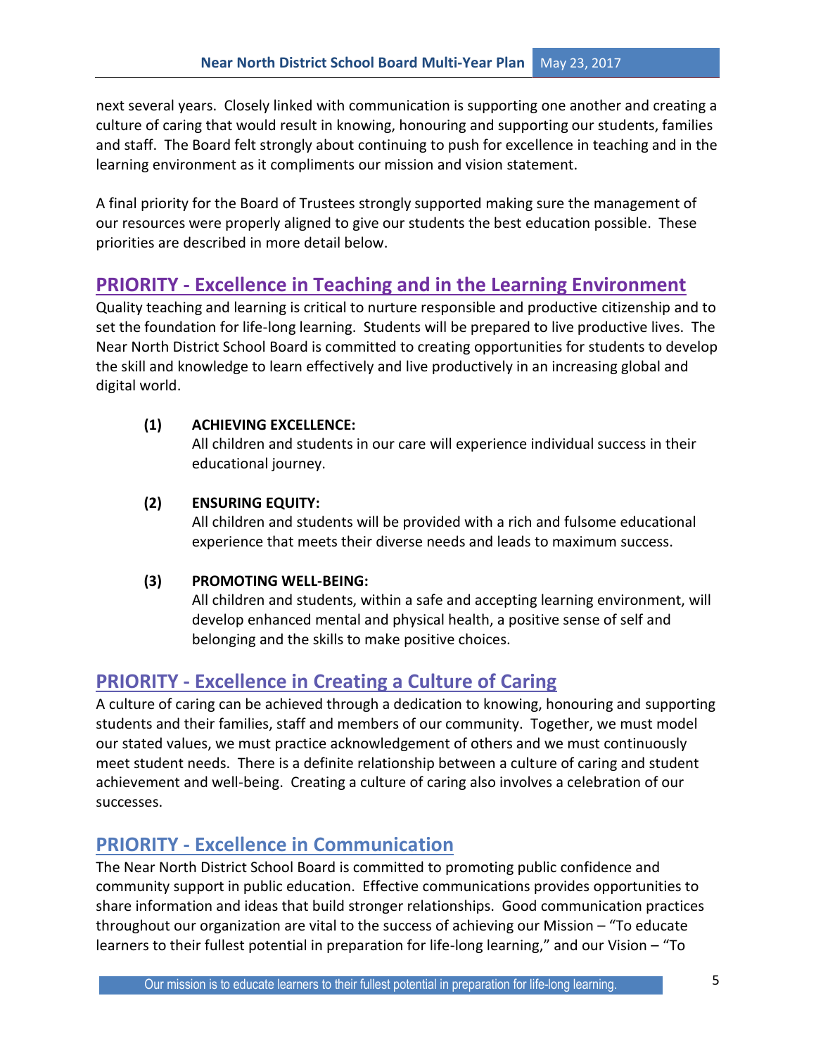next several years. Closely linked with communication is supporting one another and creating a culture of caring that would result in knowing, honouring and supporting our students, families and staff. The Board felt strongly about continuing to push for excellence in teaching and in the learning environment as it compliments our mission and vision statement.

A final priority for the Board of Trustees strongly supported making sure the management of our resources were properly aligned to give our students the best education possible. These priorities are described in more detail below.

## PRIORITY - Excellence in Teaching and in the Learning Environment

Quality teaching and learning is critical to nurture responsible and productive citizenship and to set the foundation for life-long learning. Students will be prepared to live productive lives. The Near North District School Board is committed to creating opportunities for students to develop the skill and knowledge to learn effectively and live productively in an increasing global and digital world.

**(1) ACHIEVING EXCELLENCE:**
All children and students in our care will experience individual success in their educational journey.

**(2) ENSURING EQUITY:**
All children and students will be provided with a rich and fulsome educational experience that meets their diverse needs and leads to maximum success.

**(3) PROMOTING WELL-BEING:**
All children and students, within a safe and accepting learning environment, will develop enhanced mental and physical health, a positive sense of self and belonging and the skills to make positive choices.

## PRIORITY - Excellence in Creating a Culture of Caring

A culture of caring can be achieved through a dedication to knowing, honouring and supporting students and their families, staff and members of our community. Together, we must model our stated values, we must practice acknowledgement of others and we must continuously meet student needs. There is a definite relationship between a culture of caring and student achievement and well-being. Creating a culture of caring also involves a celebration of our successes.

## PRIORITY - Excellence in Communication

The Near North District School Board is committed to promoting public confidence and community support in public education. Effective communications provides opportunities to share information and ideas that build stronger relationships. Good communication practices throughout our organization are vital to the success of achieving our Mission – "To educate learners to their fullest potential in preparation for life-long learning," and our Vision – "To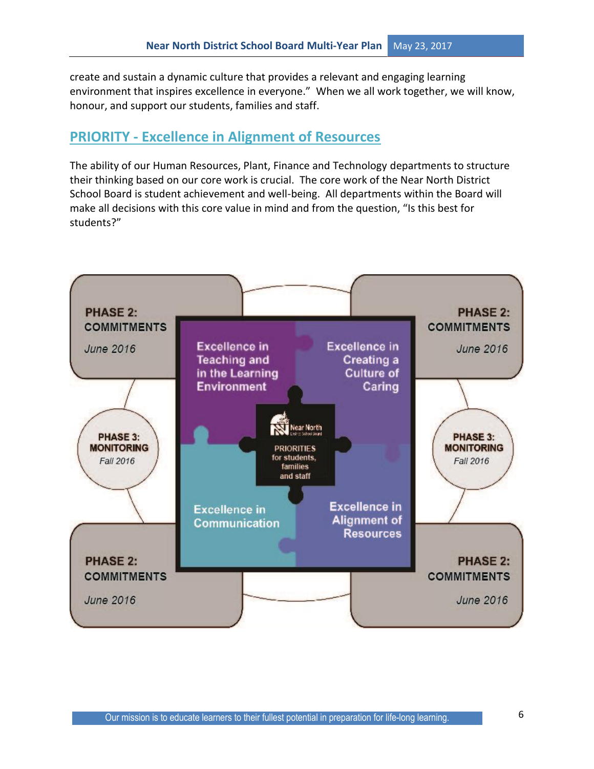create and sustain a dynamic culture that provides a relevant and engaging learning environment that inspires excellence in everyone." When we all work together, we will know, honour, and support our students, families and staff.

## PRIORITY - Excellence in Alignment of Resources

The ability of our Human Resources, Plant, Finance and Technology departments to structure their thinking based on our core work is crucial. The core work of the Near North District School Board is student achievement and well-being. All departments within the Board will make all decisions with this core value in mind and from the question, "Is this best for students?"

**PHASE 2: COMMITMENTS**
*June 2016*

**PHASE 2: COMMITMENTS**
*June 2016*

Excellence in Teaching and in the Learning Environment

Excellence in Creating a Culture of Caring

Near North District School Board

PRIORITIES for students, families and staff

**PHASE 3: MONITORING**
*Fall 2016*

**PHASE 3: MONITORING**
*Fall 2016*

Excellence in Communication

Excellence in Alignment of Resources

**PHASE 2: COMMITMENTS**
*June 2016*

**PHASE 2: COMMITMENTS**
*June 2016*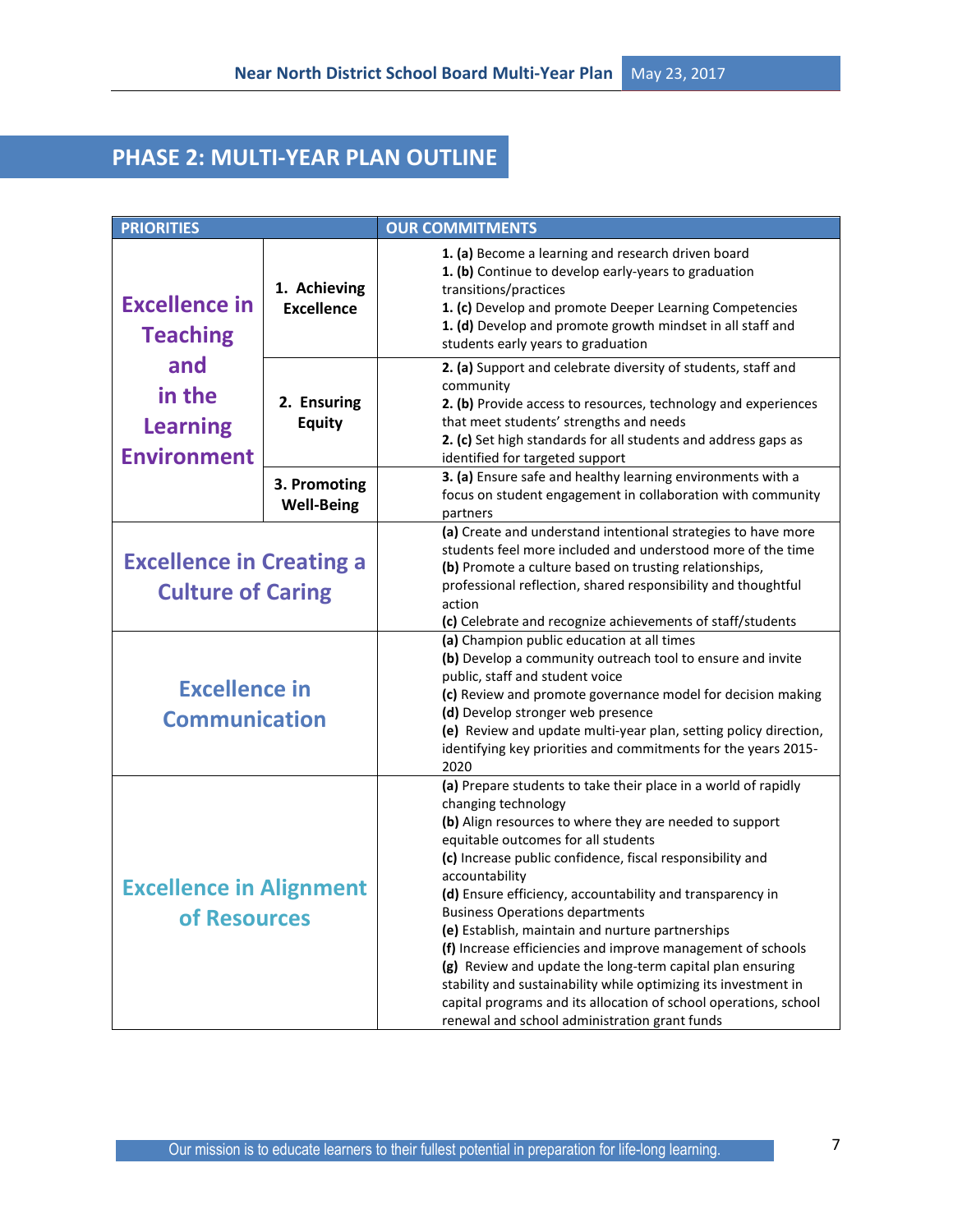## PHASE 2: MULTI-YEAR PLAN OUTLINE

| PRIORITIES | | OUR COMMITMENTS |
|---|---|---|
| Excellence in Teaching and in the Learning Environment | 1. Achieving Excellence | **1. (a)** Become a learning and research driven board<br>**1. (b)** Continue to develop early-years to graduation transitions/practices<br>**1. (c)** Develop and promote Deeper Learning Competencies<br>**1. (d)** Develop and promote growth mindset in all staff and students early years to graduation |
| | 2. Ensuring Equity | **2. (a)** Support and celebrate diversity of students, staff and community<br>**2. (b)** Provide access to resources, technology and experiences that meet students' strengths and needs<br>**2. (c)** Set high standards for all students and address gaps as identified for targeted support |
| | 3. Promoting Well-Being | **3. (a)** Ensure safe and healthy learning environments with a focus on student engagement in collaboration with community partners |
| Excellence in Creating a Culture of Caring | | **(a)** Create and understand intentional strategies to have more students feel more included and understood more of the time<br>**(b)** Promote a culture based on trusting relationships, professional reflection, shared responsibility and thoughtful action<br>**(c)** Celebrate and recognize achievements of staff/students |
| Excellence in Communication | | **(a)** Champion public education at all times<br>**(b)** Develop a community outreach tool to ensure and invite public, staff and student voice<br>**(c)** Review and promote governance model for decision making<br>**(d)** Develop stronger web presence<br>**(e)** Review and update multi-year plan, setting policy direction, identifying key priorities and commitments for the years 2015-2020 |
| Excellence in Alignment of Resources | | **(a)** Prepare students to take their place in a world of rapidly changing technology<br>**(b)** Align resources to where they are needed to support equitable outcomes for all students<br>**(c)** Increase public confidence, fiscal responsibility and accountability<br>**(d)** Ensure efficiency, accountability and transparency in Business Operations departments<br>**(e)** Establish, maintain and nurture partnerships<br>**(f)** Increase efficiencies and improve management of schools<br>**(g)** Review and update the long-term capital plan ensuring stability and sustainability while optimizing its investment in capital programs and its allocation of school operations, school renewal and school administration grant funds |